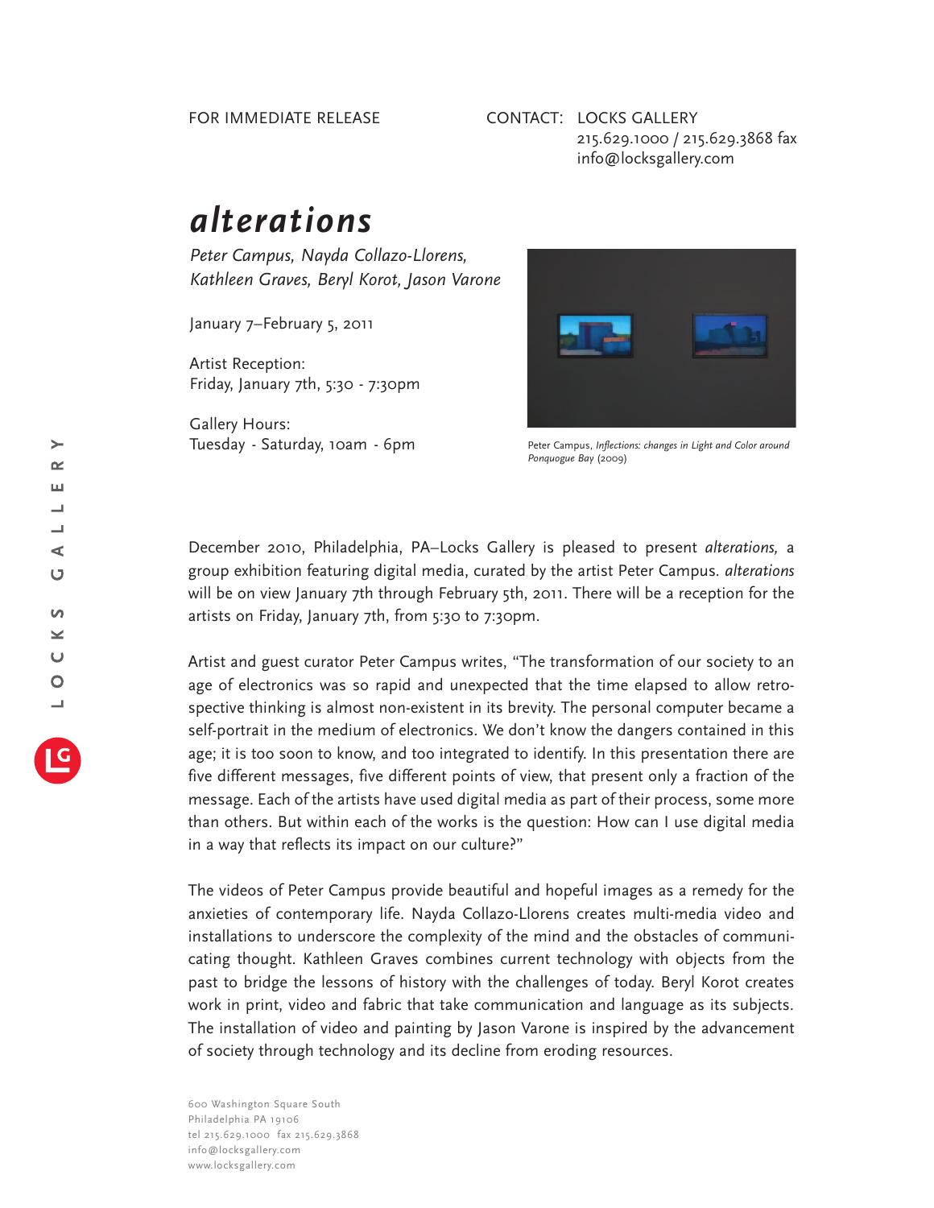FOR IMMEDIATE RELEASE

CONTACT: LOCKS GALLERY
215.629.1000 / 215.629.3868 fax
info@locksgallery.com

# *alterations*

*Peter Campus, Nayda Collazo-Llorens, Kathleen Graves, Beryl Korot, Jason Varone*

January 7–February 5, 2011

Artist Reception:
Friday, January 7th, 5:30 - 7:30pm

Gallery Hours:
Tuesday - Saturday, 10am - 6pm

Peter Campus, *Inflections: changes in Light and Color around Ponquogue Bay* (2009)

December 2010, Philadelphia, PA–Locks Gallery is pleased to present *alterations,* a group exhibition featuring digital media, curated by the artist Peter Campus. *alterations* will be on view January 7th through February 5th, 2011. There will be a reception for the artists on Friday, January 7th, from 5:30 to 7:30pm.

Artist and guest curator Peter Campus writes, "The transformation of our society to an age of electronics was so rapid and unexpected that the time elapsed to allow retrospective thinking is almost non-existent in its brevity. The personal computer became a self-portrait in the medium of electronics. We don't know the dangers contained in this age; it is too soon to know, and too integrated to identify. In this presentation there are five different messages, five different points of view, that present only a fraction of the message. Each of the artists have used digital media as part of their process, some more than others. But within each of the works is the question: How can I use digital media in a way that reflects its impact on our culture?"

The videos of Peter Campus provide beautiful and hopeful images as a remedy for the anxieties of contemporary life. Nayda Collazo-Llorens creates multi-media video and installations to underscore the complexity of the mind and the obstacles of communicating thought. Kathleen Graves combines current technology with objects from the past to bridge the lessons of history with the challenges of today. Beryl Korot creates work in print, video and fabric that take communication and language as its subjects. The installation of video and painting by Jason Varone is inspired by the advancement of society through technology and its decline from eroding resources.

600 Washington Square South
Philadelphia PA 19106
tel 215.629.1000 fax 215.629.3868
info@locksgallery.com
www.locksgallery.com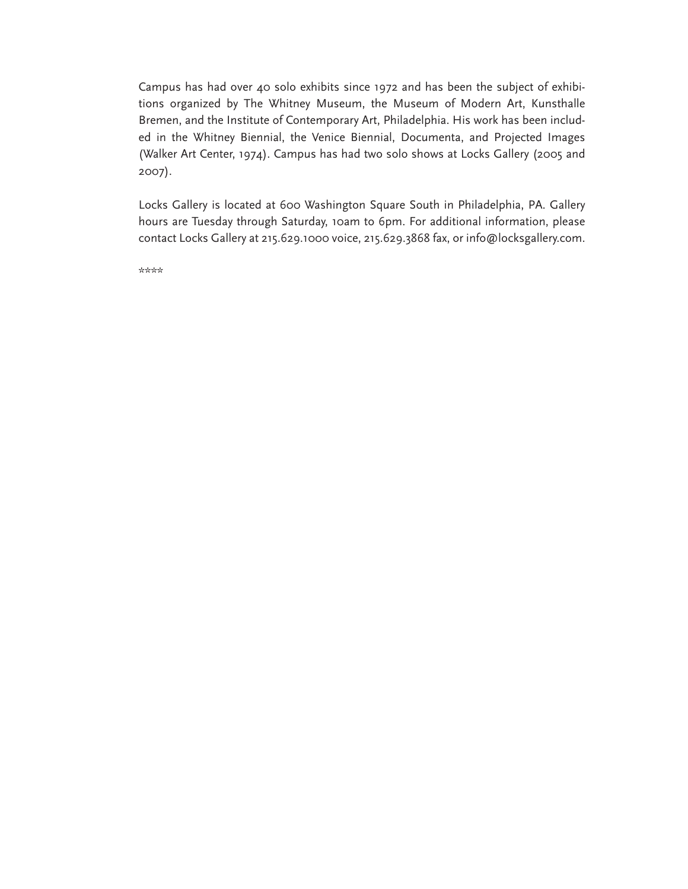Campus has had over 40 solo exhibits since 1972 and has been the subject of exhibitions organized by The Whitney Museum, the Museum of Modern Art, Kunsthalle Bremen, and the Institute of Contemporary Art, Philadelphia. His work has been included in the Whitney Biennial, the Venice Biennial, Documenta, and Projected Images (Walker Art Center, 1974). Campus has had two solo shows at Locks Gallery (2005 and 2007).

Locks Gallery is located at 600 Washington Square South in Philadelphia, PA. Gallery hours are Tuesday through Saturday, 10am to 6pm. For additional information, please contact Locks Gallery at 215.629.1000 voice, 215.629.3868 fax, or info@locksgallery.com.

****